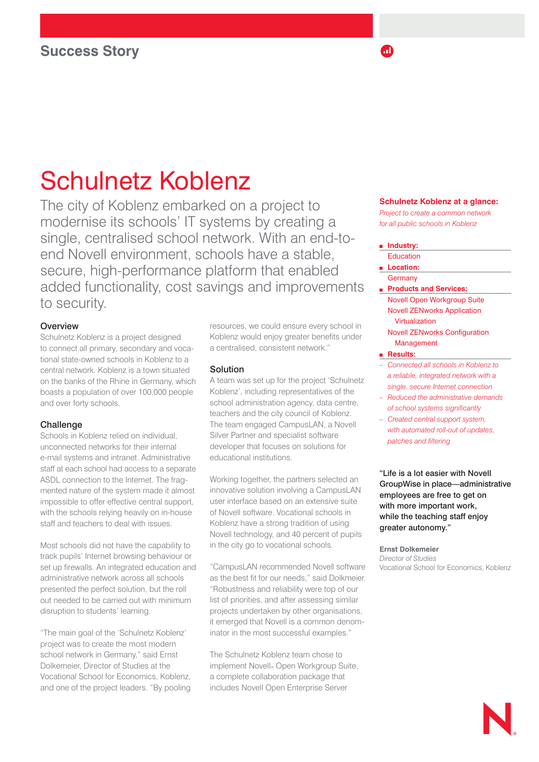Success Story

# Schulnetz Koblenz

The city of Koblenz embarked on a project to modernise its schools' IT systems by creating a single, centralised school network. With an end-to-end Novell environment, schools have a stable, secure, high-performance platform that enabled added functionality, cost savings and improvements to security.

## Overview

Schulnetz Koblenz is a project designed to connect all primary, secondary and vocational state-owned schools in Koblenz to a central network. Koblenz is a town situated on the banks of the Rhine in Germany, which boasts a population of over 100,000 people and over forty schools.

## Challenge

Schools in Koblenz relied on individual, unconnected networks for their internal e-mail systems and intranet. Administrative staff at each school had access to a separate ASDL connection to the Internet. The fragmented nature of the system made it almost impossible to offer effective central support, with the schools relying heavily on in-house staff and teachers to deal with issues.

Most schools did not have the capability to track pupils' Internet browsing behaviour or set up firewalls. An integrated education and administrative network across all schools presented the perfect solution, but the roll out needed to be carried out with minimum disruption to students' learning.

"The main goal of the 'Schulnetz Koblenz' project was to create the most modern school network in Germany," said Ernst Dolkemeier, Director of Studies at the Vocational School for Economics, Koblenz, and one of the project leaders. "By pooling resources, we could ensure every school in Koblenz would enjoy greater benefits under a centralised, consistent network."

## Solution

A team was set up for the project 'Schulnetz Koblenz', including representatives of the school administration agency, data centre, teachers and the city council of Koblenz. The team engaged CampusLAN, a Novell Silver Partner and specialist software developer that focuses on solutions for educational institutions.

Working together, the partners selected an innovative solution involving a CampusLAN user interface based on an extensive suite of Novell software. Vocational schools in Koblenz have a strong tradition of using Novell technology, and 40 percent of pupils in the city go to vocational schools.

"CampusLAN recommended Novell software as the best fit for our needs," said Dolkmeier. "Robustness and reliability were top of our list of priorities, and after assessing similar projects undertaken by other organisations, it emerged that Novell is a common denominator in the most successful examples."

The Schulnetz Koblenz team chose to implement Novell® Open Workgroup Suite, a complete collaboration package that includes Novell Open Enterprise Server

**Schulnetz Koblenz at a glance:**

*Project to create a common network for all public schools in Koblenz*

- **Industry:**
  Education
- **Location:**
  Germany
- **Products and Services:**
  Novell Open Workgroup Suite
  Novell ZENworks Application Virtualization
  Novell ZENworks Configuration Management
- **Results:**
  - *Connected all schools in Koblenz to a reliable, integrated network with a single, secure Internet connection*
  - *Reduced the administrative demands of school systems significantly*
  - *Created central support system, with automated roll-out of updates, patches and filtering*

**"Life is a lot easier with Novell GroupWise in place—administrative employees are free to get on with more important work, while the teaching staff enjoy greater autonomy."**

**Ernst Dolkemeier**
*Director of Studies*
Vocational School for Economics, Koblenz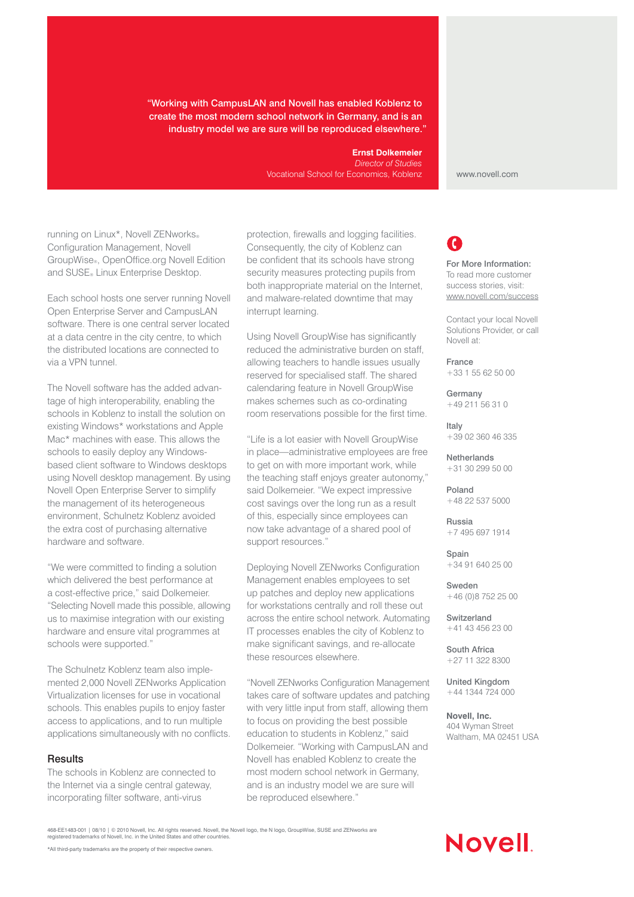> "Working with CampusLAN and Novell has enabled Koblenz to create the most modern school network in Germany, and is an industry model we are sure will be reproduced elsewhere."
>
> **Ernst Dolkemeier**
> *Director of Studies*
> Vocational School for Economics, Koblenz

www.novell.com

running on Linux*, Novell ZENworks® Configuration Management, Novell GroupWise®, OpenOffice.org Novell Edition and SUSE® Linux Enterprise Desktop.

Each school hosts one server running Novell Open Enterprise Server and CampusLAN software. There is one central server located at a data centre in the city centre, to which the distributed locations are connected to via a VPN tunnel.

The Novell software has the added advantage of high interoperability, enabling the schools in Koblenz to install the solution on existing Windows* workstations and Apple Mac* machines with ease. This allows the schools to easily deploy any Windows-based client software to Windows desktops using Novell desktop management. By using Novell Open Enterprise Server to simplify the management of its heterogeneous environment, Schulnetz Koblenz avoided the extra cost of purchasing alternative hardware and software.

"We were committed to finding a solution which delivered the best performance at a cost-effective price," said Dolkemeier. "Selecting Novell made this possible, allowing us to maximise integration with our existing hardware and ensure vital programmes at schools were supported."

The Schulnetz Koblenz team also implemented 2,000 Novell ZENworks Application Virtualization licenses for use in vocational schools. This enables pupils to enjoy faster access to applications, and to run multiple applications simultaneously with no conflicts.

## Results

The schools in Koblenz are connected to the Internet via a single central gateway, incorporating filter software, anti-virus protection, firewalls and logging facilities. Consequently, the city of Koblenz can be confident that its schools have strong security measures protecting pupils from both inappropriate material on the Internet, and malware-related downtime that may interrupt learning.

Using Novell GroupWise has significantly reduced the administrative burden on staff, allowing teachers to handle issues usually reserved for specialised staff. The shared calendaring feature in Novell GroupWise makes schemes such as co-ordinating room reservations possible for the first time.

"Life is a lot easier with Novell GroupWise in place—administrative employees are free to get on with more important work, while the teaching staff enjoys greater autonomy," said Dolkemeier. "We expect impressive cost savings over the long run as a result of this, especially since employees can now take advantage of a shared pool of support resources."

Deploying Novell ZENworks Configuration Management enables employees to set up patches and deploy new applications for workstations centrally and roll these out across the entire school network. Automating IT processes enables the city of Koblenz to make significant savings, and re-allocate these resources elsewhere.

"Novell ZENworks Configuration Management takes care of software updates and patching with very little input from staff, allowing them to focus on providing the best possible education to students in Koblenz," said Dolkemeier. "Working with CampusLAN and Novell has enabled Koblenz to create the most modern school network in Germany, and is an industry model we are sure will be reproduced elsewhere."

**For More Information:**
To read more customer success stories, visit: www.novell.com/success

Contact your local Novell Solutions Provider, or call Novell at:

France
+33 1 55 62 50 00

Germany
+49 211 56 31 0

Italy
+39 02 360 46 335

Netherlands
+31 30 299 50 00

Poland
+48 22 537 5000

Russia
+7 495 697 1914

Spain
+34 91 640 25 00

Sweden
+46 (0)8 752 25 00

Switzerland
+41 43 456 23 00

South Africa
+27 11 322 8300

United Kingdom
+44 1344 724 000

**Novell, Inc.**
404 Wyman Street
Waltham, MA 02451 USA

468-EE1483-001 | 08/10 | © 2010 Novell, Inc. All rights reserved. Novell, the Novell logo, the N logo, GroupWise, SUSE and ZENworks are registered trademarks of Novell, Inc. in the United States and other countries.

*All third-party trademarks are the property of their respective owners.

Novell.